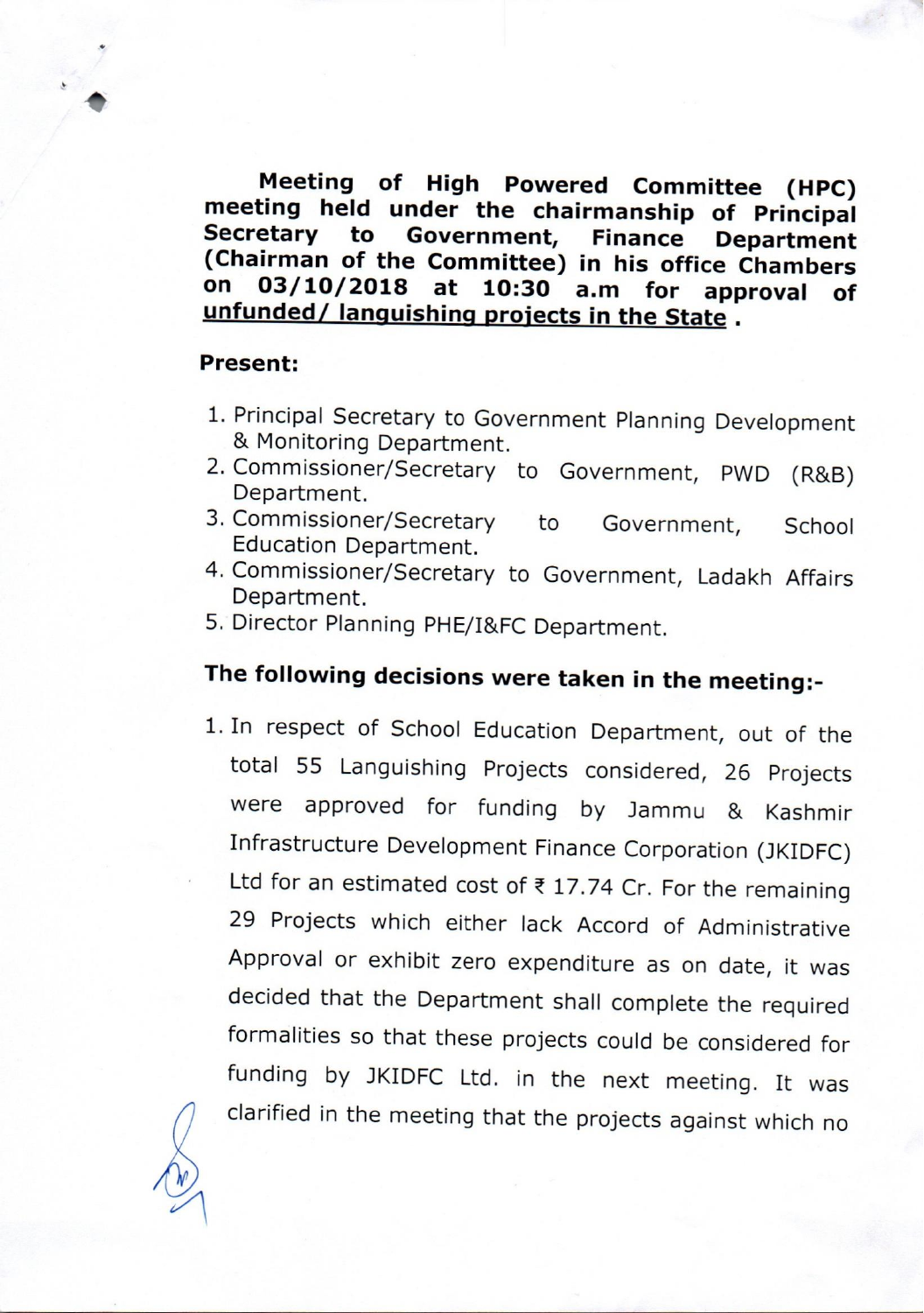**Meeting of High Powered Committee (HPC) meeting held under the chairmanship of Principal Secretary to Government, Finance Department (Chairman of the Committee) in his office Chambers on 03/10/2018 at 10:30 a.m for approval of <u>unfunded/ languishing projects in the State</u> .**

**Present:**

1. Principal Secretary to Government Planning Development & Monitoring Department.
2. Commissioner/Secretary to Government, PWD (R&B) Department.
3. Commissioner/Secretary to Government, School Education Department.
4. Commissioner/Secretary to Government, Ladakh Affairs Department.
5. Director Planning PHE/I&FC Department.

**The following decisions were taken in the meeting:-**

1. In respect of School Education Department, out of the total 55 Languishing Projects considered, 26 Projects were approved for funding by Jammu & Kashmir Infrastructure Development Finance Corporation (JKIDFC) Ltd for an estimated cost of ₹ 17.74 Cr. For the remaining 29 Projects which either lack Accord of Administrative Approval or exhibit zero expenditure as on date, it was decided that the Department shall complete the required formalities so that these projects could be considered for funding by JKIDFC Ltd. in the next meeting. It was clarified in the meeting that the projects against which no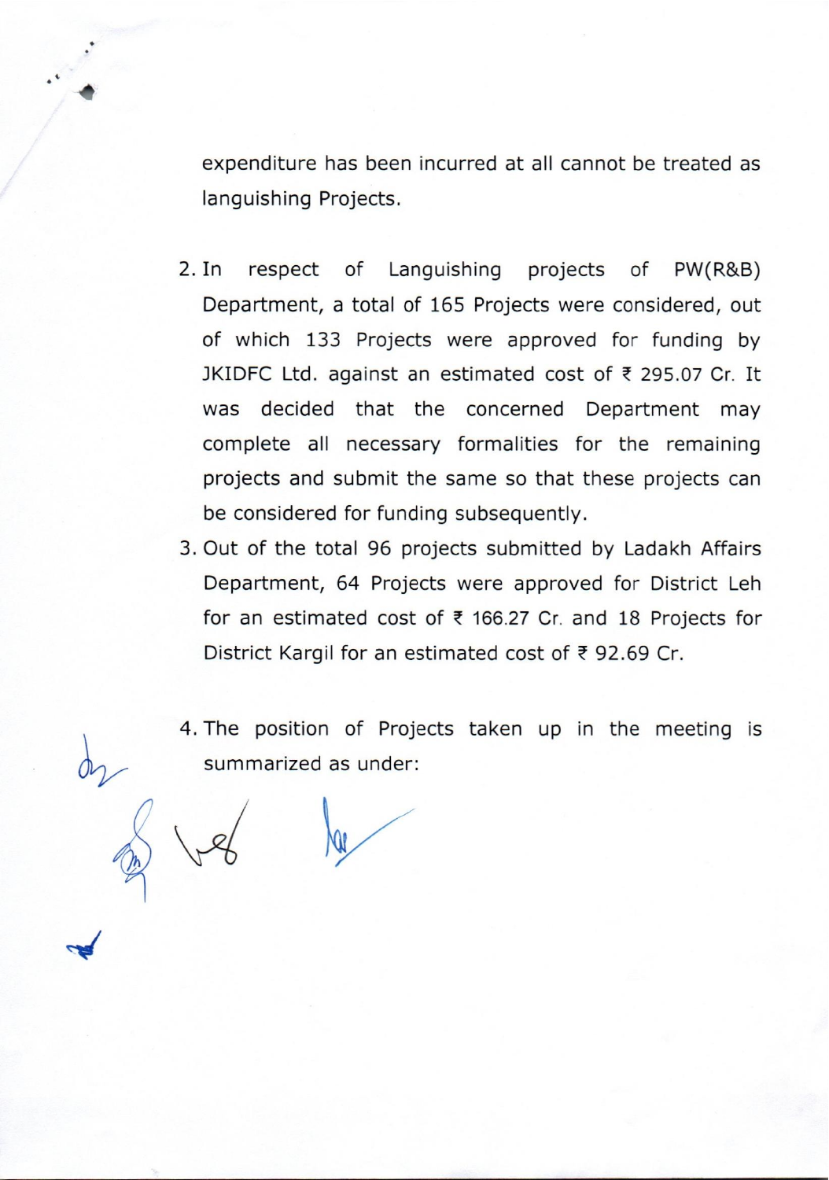expenditure has been incurred at all cannot be treated as languishing Projects.

2. In respect of Languishing projects of PW(R&B) Department, a total of 165 Projects were considered, out of which 133 Projects were approved for funding by JKIDFC Ltd. against an estimated cost of ₹ 295.07 Cr. It was decided that the concerned Department may complete all necessary formalities for the remaining projects and submit the same so that these projects can be considered for funding subsequently.
3. Out of the total 96 projects submitted by Ladakh Affairs Department, 64 Projects were approved for District Leh for an estimated cost of ₹ 166.27 Cr. and 18 Projects for District Kargil for an estimated cost of ₹ 92.69 Cr.
4. The position of Projects taken up in the meeting is summarized as under: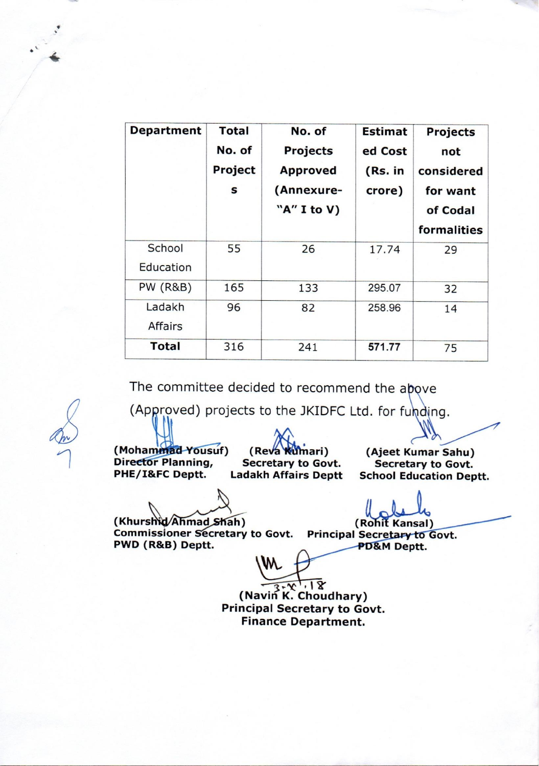| Department | Total No. of Projects | No. of Projects Approved (Annexure-"A" I to V) | Estimated Cost (Rs. in crore) | Projects not considered for want of Codal formalities |
|---|---|---|---|---|
| School Education | 55 | 26 | 17.74 | 29 |
| PW (R&B) | 165 | 133 | 295.07 | 32 |
| Ladakh Affairs | 96 | 82 | 258.96 | 14 |
| **Total** | 316 | 241 | **571.77** | 75 |

The committee decided to recommend the above (Approved) projects to the JKIDFC Ltd. for funding.

**(Mohammad Yousuf)**
**Director Planning,**
**PHE/I&FC Deptt.**

**(Reva Kumari)**
**Secretary to Govt.**
**Ladakh Affairs Deptt**

**(Ajeet Kumar Sahu)**
**Secretary to Govt.**
**School Education Deptt.**

**(Khurshid Ahmad Shah)**
**Commissioner Secretary to Govt.**
**PWD (R&B) Deptt.**

**(Rohit Kansal)**
**Principal Secretary to Govt.**
**PD&M Deptt.**

3.X.18

**(Navin K. Choudhary)**
**Principal Secretary to Govt.**
**Finance Department.**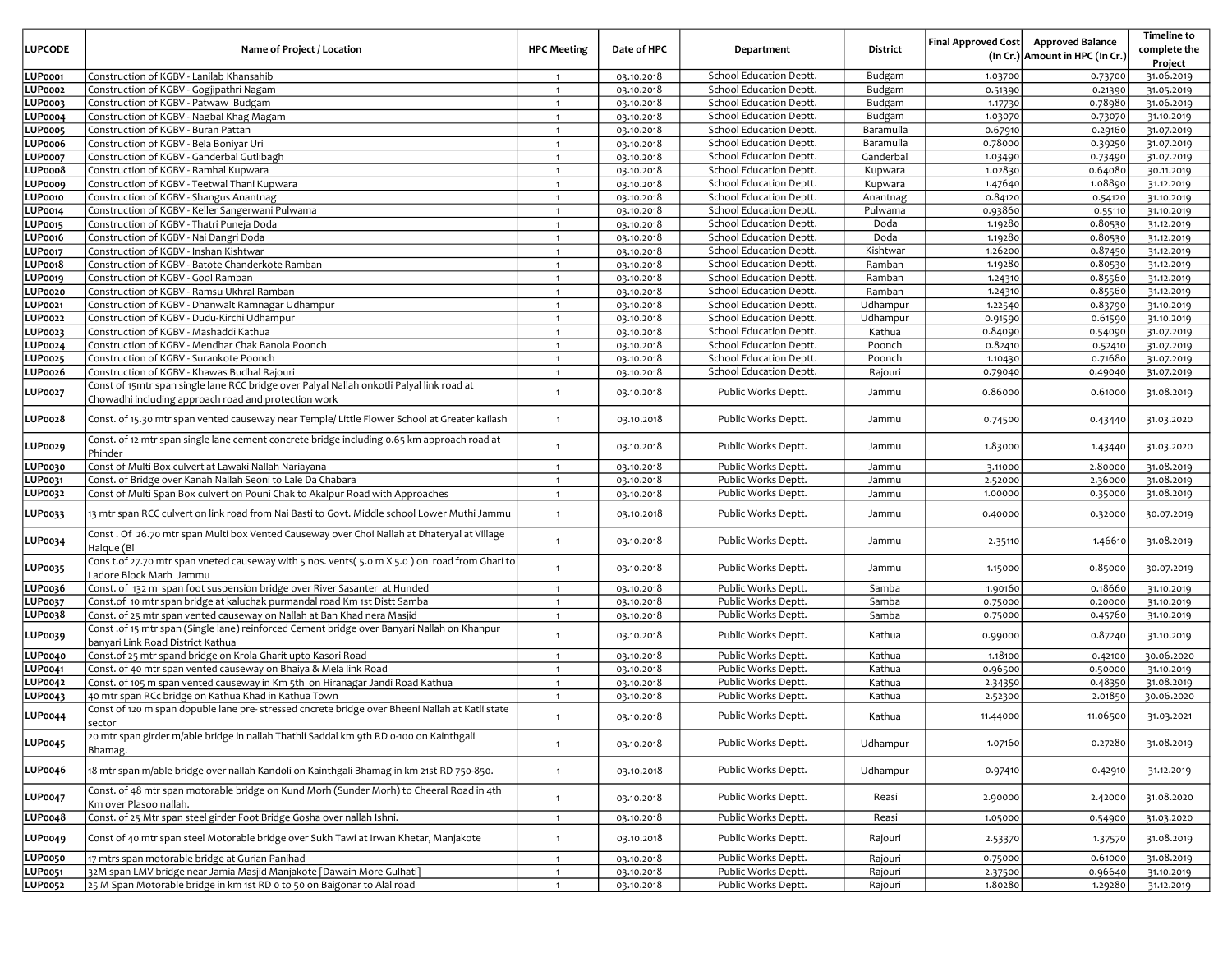| LUPCODE | Name of Project / Location | HPC Meeting | Date of HPC | Department | District | Final Approved Cost (In Cr.) | Approved Balance Amount in HPC (In Cr.) | Timeline to complete the Project |
|---|---|---|---|---|---|---|---|---|
| LUP0001 | Construction of KGBV - Lanilab Khansahib | 1 | 03.10.2018 | School Education Deptt. | Budgam | 1.03700 | 0.73700 | 31.06.2019 |
| LUP0002 | Construction of KGBV - Gogjipathri Nagam | 1 | 03.10.2018 | School Education Deptt. | Budgam | 0.51390 | 0.21390 | 31.05.2019 |
| LUP0003 | Construction of KGBV - Patwaw Budgam | 1 | 03.10.2018 | School Education Deptt. | Budgam | 1.17730 | 0.78980 | 31.06.2019 |
| LUP0004 | Construction of KGBV - Nagbal Khag Magam | 1 | 03.10.2018 | School Education Deptt. | Budgam | 1.03070 | 0.73070 | 31.10.2019 |
| LUP0005 | Construction of KGBV - Buran Pattan | 1 | 03.10.2018 | School Education Deptt. | Baramulla | 0.67910 | 0.29160 | 31.07.2019 |
| LUP0006 | Construction of KGBV - Bela Boniyar Uri | 1 | 03.10.2018 | School Education Deptt. | Baramulla | 0.78000 | 0.39250 | 31.07.2019 |
| LUP0007 | Construction of KGBV - Ganderbal Gutlibagh | 1 | 03.10.2018 | School Education Deptt. | Ganderbal | 1.03490 | 0.73490 | 31.07.2019 |
| LUP0008 | Construction of KGBV - Ramhal Kupwara | 1 | 03.10.2018 | School Education Deptt. | Kupwara | 1.02830 | 0.64080 | 30.11.2019 |
| LUP0009 | Construction of KGBV - Teetwal Thani Kupwara | 1 | 03.10.2018 | School Education Deptt. | Kupwara | 1.47640 | 1.08890 | 31.12.2019 |
| LUP0010 | Construction of KGBV - Shangus Anantnag | 1 | 03.10.2018 | School Education Deptt. | Anantnag | 0.84120 | 0.54120 | 31.10.2019 |
| LUP0014 | Construction of KGBV - Keller Sangerwani Pulwama | 1 | 03.10.2018 | School Education Deptt. | Pulwama | 0.93860 | 0.55110 | 31.10.2019 |
| LUP0015 | Construction of KGBV - Thatri Puneja Doda | 1 | 03.10.2018 | School Education Deptt. | Doda | 1.19280 | 0.80530 | 31.12.2019 |
| LUP0016 | Construction of KGBV - Nai Dangri Doda | 1 | 03.10.2018 | School Education Deptt. | Doda | 1.19280 | 0.80530 | 31.12.2019 |
| LUP0017 | Construction of KGBV - Inshan Kishtwar | 1 | 03.10.2018 | School Education Deptt. | Kishtwar | 1.26200 | 0.87450 | 31.12.2019 |
| LUP0018 | Construction of KGBV - Batote Chanderkote Ramban | 1 | 03.10.2018 | School Education Deptt. | Ramban | 1.19280 | 0.80530 | 31.12.2019 |
| LUP0019 | Construction of KGBV - Gool Ramban | 1 | 03.10.2018 | School Education Deptt. | Ramban | 1.24310 | 0.85560 | 31.12.2019 |
| LUP0020 | Construction of KGBV - Ramsu Ukhral Ramban | 1 | 03.10.2018 | School Education Deptt. | Ramban | 1.24310 | 0.85560 | 31.12.2019 |
| LUP0021 | Construction of KGBV - Dhanwalt Ramnagar Udhampur | 1 | 03.10.2018 | School Education Deptt. | Udhampur | 1.22540 | 0.83790 | 31.10.2019 |
| LUP0022 | Construction of KGBV - Dudu-Kirchi Udhampur | 1 | 03.10.2018 | School Education Deptt. | Udhampur | 0.91590 | 0.61590 | 31.10.2019 |
| LUP0023 | Construction of KGBV - Mashaddi Kathua | 1 | 03.10.2018 | School Education Deptt. | Kathua | 0.84090 | 0.54090 | 31.07.2019 |
| LUP0024 | Construction of KGBV - Mendhar Chak Banola Poonch | 1 | 03.10.2018 | School Education Deptt. | Poonch | 0.82410 | 0.52410 | 31.07.2019 |
| LUP0025 | Construction of KGBV - Surankote Poonch | 1 | 03.10.2018 | School Education Deptt. | Poonch | 1.10430 | 0.71680 | 31.07.2019 |
| LUP0026 | Construction of KGBV - Khawas Budhal Rajouri | 1 | 03.10.2018 | School Education Deptt. | Rajouri | 0.79040 | 0.49040 | 31.07.2019 |
| LUP0027 | Const of 15mtr span single lane RCC bridge over Palyal Nallah onkotli Palyal link road at Chowadhi including approach road and protection work | 1 | 03.10.2018 | Public Works Deptt. | Jammu | 0.86000 | 0.61000 | 31.08.2019 |
| LUP0028 | Const. of 15.30 mtr span vented causeway near Temple/ Little Flower School at Greater kailash | 1 | 03.10.2018 | Public Works Deptt. | Jammu | 0.74500 | 0.43440 | 31.03.2020 |
| LUP0029 | Const. of 12 mtr span single lane cement concrete bridge including 0.65 km approach road at Phinder | 1 | 03.10.2018 | Public Works Deptt. | Jammu | 1.83000 | 1.43440 | 31.03.2020 |
| LUP0030 | Const of Multi Box culvert at Lawaki Nallah Nariayana | 1 | 03.10.2018 | Public Works Deptt. | Jammu | 3.11000 | 2.80000 | 31.08.2019 |
| LUP0031 | Const. of Bridge over Kanah Nallah Seoni to Lale Da Chabara | 1 | 03.10.2018 | Public Works Deptt. | Jammu | 2.52000 | 2.36000 | 31.08.2019 |
| LUP0032 | Const of Multi Span Box culvert on Pouni Chak to Akalpur Road with Approaches | 1 | 03.10.2018 | Public Works Deptt. | Jammu | 1.00000 | 0.35000 | 31.08.2019 |
| LUP0033 | 13 mtr span RCC culvert on link road from Nai Basti to Govt. Middle school Lower Muthi Jammu | 1 | 03.10.2018 | Public Works Deptt. | Jammu | 0.40000 | 0.32000 | 30.07.2019 |
| LUP0034 | Const . Of 26.70 mtr span Multi box Vented Causeway over Choi Nallah at Dhateryal at Village Halque (Bl | 1 | 03.10.2018 | Public Works Deptt. | Jammu | 2.35110 | 1.46610 | 31.08.2019 |
| LUP0035 | Cons t.of 27.70 mtr span vneted causeway with 5 nos. vents( 5.0 m X 5.0 ) on road from Ghari to Ladore Block Marh Jammu | 1 | 03.10.2018 | Public Works Deptt. | Jammu | 1.15000 | 0.85000 | 30.07.2019 |
| LUP0036 | Const. of 132 m span foot suspension bridge over River Sasanter at Hunded | 1 | 03.10.2018 | Public Works Deptt. | Samba | 1.90160 | 0.18660 | 31.10.2019 |
| LUP0037 | Const.of 10 mtr span bridge at kaluchak purmandal road Km 1st Distt Samba | 1 | 03.10.2018 | Public Works Deptt. | Samba | 0.75000 | 0.20000 | 31.10.2019 |
| LUP0038 | Const. of 25 mtr span vented causeway on Nallah at Ban Khad nera Masjid | 1 | 03.10.2018 | Public Works Deptt. | Samba | 0.75000 | 0.45760 | 31.10.2019 |
| LUP0039 | Const .of 15 mtr span (Single lane) reinforced Cement bridge over Banyari Nallah on Khanpur banyari Link Road District Kathua | 1 | 03.10.2018 | Public Works Deptt. | Kathua | 0.99000 | 0.87240 | 31.10.2019 |
| LUP0040 | Const.of 25 mtr spand bridge on Krola Gharit upto Kasori Road | 1 | 03.10.2018 | Public Works Deptt. | Kathua | 1.18100 | 0.42100 | 30.06.2020 |
| LUP0041 | Const. of 40 mtr span vented causeway on Bhaiya & Mela link Road | 1 | 03.10.2018 | Public Works Deptt. | Kathua | 0.96500 | 0.50000 | 31.10.2019 |
| LUP0042 | Const. of 105 m span vented causeway in Km 5th on Hiranagar Jandi Road Kathua | 1 | 03.10.2018 | Public Works Deptt. | Kathua | 2.34350 | 0.48350 | 31.08.2019 |
| LUP0043 | 40 mtr span RCc bridge on Kathua Khad in Kathua Town | 1 | 03.10.2018 | Public Works Deptt. | Kathua | 2.52300 | 2.01850 | 30.06.2020 |
| LUP0044 | Const of 120 m span dopuble lane pre- stressed cncrete bridge over Bheeni Nallah at Katli state sector | 1 | 03.10.2018 | Public Works Deptt. | Kathua | 11.44000 | 11.06500 | 31.03.2021 |
| LUP0045 | 20 mtr span girder m/able bridge in nallah Thathli Saddal km 9th RD 0-100 on Kainthgali Bhamag. | 1 | 03.10.2018 | Public Works Deptt. | Udhampur | 1.07160 | 0.27280 | 31.08.2019 |
| LUP0046 | 18 mtr span m/able bridge over nallah Kandoli on Kainthgali Bhamag in km 21st RD 750-850. | 1 | 03.10.2018 | Public Works Deptt. | Udhampur | 0.97410 | 0.42910 | 31.12.2019 |
| LUP0047 | Const. of 48 mtr span motorable bridge on Kund Morh (Sunder Morh) to Cheeral Road in 4th Km over Plasoo nallah. | 1 | 03.10.2018 | Public Works Deptt. | Reasi | 2.90000 | 2.42000 | 31.08.2020 |
| LUP0048 | Const. of 25 Mtr span steel girder Foot Bridge Gosha over nallah Ishni. | 1 | 03.10.2018 | Public Works Deptt. | Reasi | 1.05000 | 0.54900 | 31.03.2020 |
| LUP0049 | Const of 40 mtr span steel Motorable bridge over Sukh Tawi at Irwan Khetar, Manjakote | 1 | 03.10.2018 | Public Works Deptt. | Rajouri | 2.53370 | 1.37570 | 31.08.2019 |
| LUP0050 | 17 mtrs span motorable bridge at Gurian Panihad | 1 | 03.10.2018 | Public Works Deptt. | Rajouri | 0.75000 | 0.61000 | 31.08.2019 |
| LUP0051 | 32M span LMV bridge near Jamia Masjid Manjakote [Dawain More Gulhati] | 1 | 03.10.2018 | Public Works Deptt. | Rajouri | 2.37500 | 0.96640 | 31.10.2019 |
| LUP0052 | 25 M Span Motorable bridge in km 1st RD 0 to 50 on Baigonar to Alal road | 1 | 03.10.2018 | Public Works Deptt. | Rajouri | 1.80280 | 1.29280 | 31.12.2019 |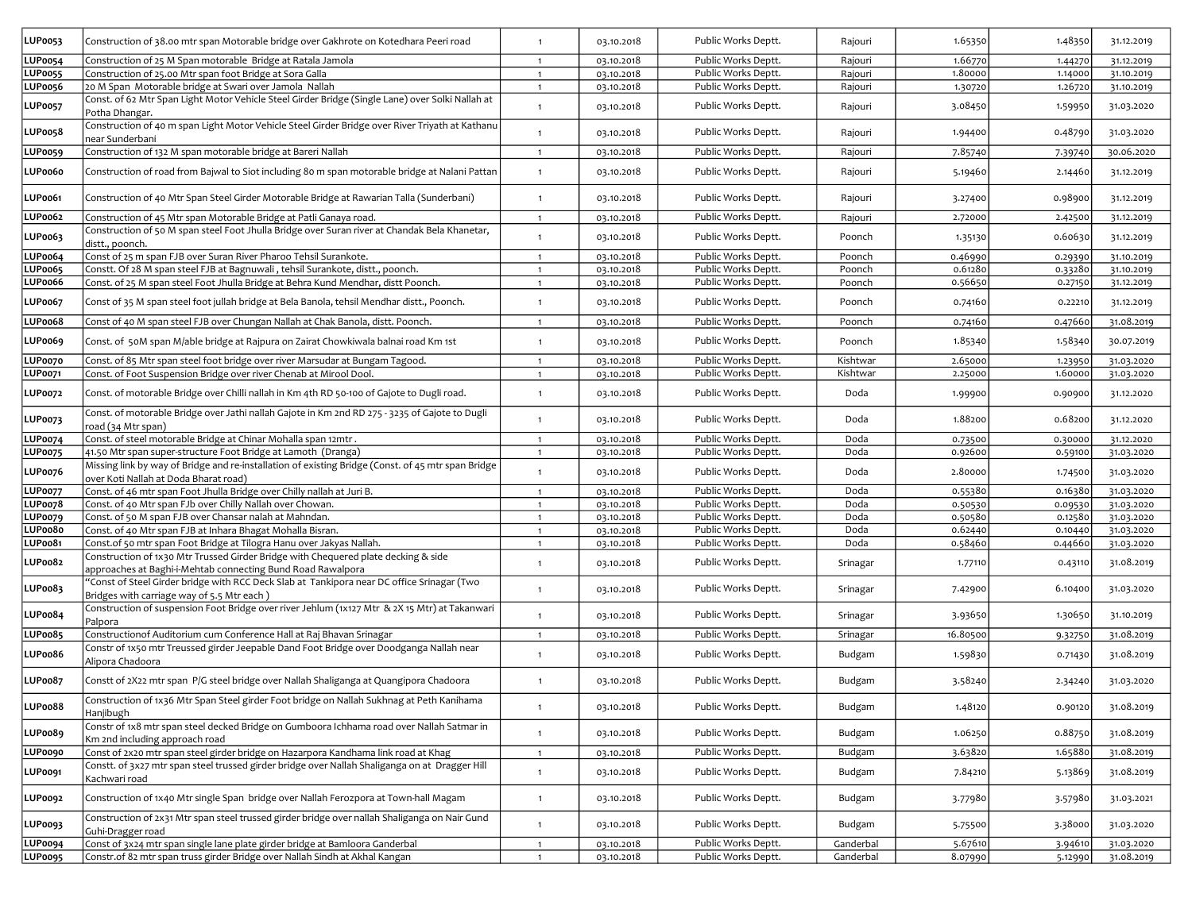| | | | | | | | | |
|---|---|---|---|---|---|---|---|---|
| LUP0053 | Construction of 38.00 mtr span Motorable bridge over Gakhrote on Kotedhara Peeri road | 1 | 03.10.2018 | Public Works Deptt. | Rajouri | 1.65350 | 1.48350 | 31.12.2019 |
| LUP0054 | Construction of 25 M Span motorable Bridge at Ratala Jamola | 1 | 03.10.2018 | Public Works Deptt. | Rajouri | 1.66770 | 1.44270 | 31.12.2019 |
| LUP0055 | Construction of 25.00 Mtr span foot Bridge at Sora Galla | 1 | 03.10.2018 | Public Works Deptt. | Rajouri | 1.80000 | 1.14000 | 31.10.2019 |
| LUP0056 | 20 M Span Motorable bridge at Swari over Jamola Nallah | 1 | 03.10.2018 | Public Works Deptt. | Rajouri | 1.30720 | 1.26720 | 31.10.2019 |
| LUP0057 | Const. of 62 Mtr Span Light Motor Vehicle Steel Girder Bridge (Single Lane) over Solki Nallah at Potha Dhangar. | 1 | 03.10.2018 | Public Works Deptt. | Rajouri | 3.08450 | 1.59950 | 31.03.2020 |
| LUP0058 | Construction of 40 m span Light Motor Vehicle Steel Girder Bridge over River Triyath at Kathanu near Sunderbani | 1 | 03.10.2018 | Public Works Deptt. | Rajouri | 1.94400 | 0.48790 | 31.03.2020 |
| LUP0059 | Construction of 132 M span motorable bridge at Bareri Nallah | 1 | 03.10.2018 | Public Works Deptt. | Rajouri | 7.85740 | 7.39740 | 30.06.2020 |
| LUP0060 | Construction of road from Bajwal to Siot including 80 m span motorable bridge at Nalani Pattan | 1 | 03.10.2018 | Public Works Deptt. | Rajouri | 5.19460 | 2.14460 | 31.12.2019 |
| LUP0061 | Construction of 40 Mtr Span Steel Girder Motorable Bridge at Rawarian Talla (Sunderbani) | 1 | 03.10.2018 | Public Works Deptt. | Rajouri | 3.27400 | 0.98900 | 31.12.2019 |
| LUP0062 | Construction of 45 Mtr span Motorable Bridge at Patli Ganaya road. | 1 | 03.10.2018 | Public Works Deptt. | Rajouri | 2.72000 | 2.42500 | 31.12.2019 |
| LUP0063 | Construction of 50 M span steel Foot Jhulla Bridge over Suran river at Chandak Bela Khanetar, distt., poonch. | 1 | 03.10.2018 | Public Works Deptt. | Poonch | 1.35130 | 0.60630 | 31.12.2019 |
| LUP0064 | Const of 25 m span FJB over Suran River Pharoo Tehsil Surankote. | 1 | 03.10.2018 | Public Works Deptt. | Poonch | 0.46990 | 0.29390 | 31.10.2019 |
| LUP0065 | Constt. Of 28 M span steel FJB at Bagnuwali , tehsil Surankote, distt., poonch. | 1 | 03.10.2018 | Public Works Deptt. | Poonch | 0.61280 | 0.33280 | 31.10.2019 |
| LUP0066 | Const. of 25 M span steel Foot Jhulla Bridge at Behra Kund Mendhar, distt Poonch. | 1 | 03.10.2018 | Public Works Deptt. | Poonch | 0.56650 | 0.27150 | 31.12.2019 |
| LUP0067 | Const of 35 M span steel foot jullah bridge at Bela Banola, tehsil Mendhar distt., Poonch. | 1 | 03.10.2018 | Public Works Deptt. | Poonch | 0.74160 | 0.22210 | 31.12.2019 |
| LUP0068 | Const of 40 M span steel FJB over Chungan Nallah at Chak Banola, distt. Poonch. | 1 | 03.10.2018 | Public Works Deptt. | Poonch | 0.74160 | 0.47660 | 31.08.2019 |
| LUP0069 | Const. of 50M span M/able bridge at Rajpura on Zairat Chowkiwala balnai road Km 1st | 1 | 03.10.2018 | Public Works Deptt. | Poonch | 1.85340 | 1.58340 | 30.07.2019 |
| LUP0070 | Const. of 85 Mtr span steel foot bridge over river Marsudar at Bungam Tagood. | 1 | 03.10.2018 | Public Works Deptt. | Kishtwar | 2.65000 | 1.23950 | 31.03.2020 |
| LUP0071 | Const. of Foot Suspension Bridge over river Chenab at Mirool Dool. | 1 | 03.10.2018 | Public Works Deptt. | Kishtwar | 2.25000 | 1.60000 | 31.03.2020 |
| LUP0072 | Const. of motorable Bridge over Chilli nallah in Km 4th RD 50-100 of Gajote to Dugli road. | 1 | 03.10.2018 | Public Works Deptt. | Doda | 1.99900 | 0.90900 | 31.12.2020 |
| LUP0073 | Const. of motorable Bridge over Jathi nallah Gajote in Km 2nd RD 275 - 3235 of Gajote to Dugli road (34 Mtr span) | 1 | 03.10.2018 | Public Works Deptt. | Doda | 1.88200 | 0.68200 | 31.12.2020 |
| LUP0074 | Const. of steel motorable Bridge at Chinar Mohalla span 12mtr . | 1 | 03.10.2018 | Public Works Deptt. | Doda | 0.73500 | 0.30000 | 31.12.2020 |
| LUP0075 | 41.50 Mtr span super-structure Foot Bridge at Lamoth (Dranga) | 1 | 03.10.2018 | Public Works Deptt. | Doda | 0.92600 | 0.59100 | 31.03.2020 |
| LUP0076 | Missing link by way of Bridge and re-installation of existing Bridge (Const. of 45 mtr span Bridge over Koti Nallah at Doda Bharat road) | 1 | 03.10.2018 | Public Works Deptt. | Doda | 2.80000 | 1.74500 | 31.03.2020 |
| LUP0077 | Const. of 46 mtr span Foot Jhulla Bridge over Chilly nallah at Juri B. | 1 | 03.10.2018 | Public Works Deptt. | Doda | 0.55380 | 0.16380 | 31.03.2020 |
| LUP0078 | Const. of 40 Mtr span FJb over Chilly Nallah over Chowan. | 1 | 03.10.2018 | Public Works Deptt. | Doda | 0.50530 | 0.09530 | 31.03.2020 |
| LUP0079 | Const. of 50 M span FJB over Chansar nalah at Mahndan. | 1 | 03.10.2018 | Public Works Deptt. | Doda | 0.50580 | 0.12580 | 31.03.2020 |
| LUP0080 | Const. of 40 Mtr span FJB at Inhara Bhagat Mohalla Bisran. | 1 | 03.10.2018 | Public Works Deptt. | Doda | 0.62440 | 0.10440 | 31.03.2020 |
| LUP0081 | Const.of 50 mtr span Foot Bridge at Tilogra Hanu over Jakyas Nallah. | 1 | 03.10.2018 | Public Works Deptt. | Doda | 0.58460 | 0.44660 | 31.03.2020 |
| LUP0082 | Construction of 1x30 Mtr Trussed Girder Bridge with Chequered plate decking & side approaches at Baghi-i-Mehtab connecting Bund Road Rawalpora | 1 | 03.10.2018 | Public Works Deptt. | Srinagar | 1.77110 | 0.43110 | 31.08.2019 |
| LUP0083 | "Const of Steel Girder bridge with RCC Deck Slab at Tankipora near DC office Srinagar (Two Bridges with carriage way of 5.5 Mtr each ) | 1 | 03.10.2018 | Public Works Deptt. | Srinagar | 7.42900 | 6.10400 | 31.03.2020 |
| LUP0084 | Construction of suspension Foot Bridge over river Jehlum (1x127 Mtr & 2X 15 Mtr) at Takanwari Palpora | 1 | 03.10.2018 | Public Works Deptt. | Srinagar | 3.93650 | 1.30650 | 31.10.2019 |
| LUP0085 | Constructionof Auditorium cum Conference Hall at Raj Bhavan Srinagar | 1 | 03.10.2018 | Public Works Deptt. | Srinagar | 16.80500 | 9.32750 | 31.08.2019 |
| LUP0086 | Constr of 1x50 mtr Treussed girder Jeepable Dand Foot Bridge over Doodganga Nallah near Alipora Chadoora | 1 | 03.10.2018 | Public Works Deptt. | Budgam | 1.59830 | 0.71430 | 31.08.2019 |
| LUP0087 | Constt of 2X22 mtr span P/G steel bridge over Nallah Shaliganga at Quangipora Chadoora | 1 | 03.10.2018 | Public Works Deptt. | Budgam | 3.58240 | 2.34240 | 31.03.2020 |
| LUP0088 | Construction of 1x36 Mtr Span Steel girder Foot bridge on Nallah Sukhnag at Peth Kanihama Hanjibugh | 1 | 03.10.2018 | Public Works Deptt. | Budgam | 1.48120 | 0.90120 | 31.08.2019 |
| LUP0089 | Constr of 1x8 mtr span steel decked Bridge on Gumboora Ichhama road over Nallah Satmar in Km 2nd including approach road | 1 | 03.10.2018 | Public Works Deptt. | Budgam | 1.06250 | 0.88750 | 31.08.2019 |
| LUP0090 | Const of 2x20 mtr span steel girder bridge on Hazarpora Kandhama link road at Khag | 1 | 03.10.2018 | Public Works Deptt. | Budgam | 3.63820 | 1.65880 | 31.08.2019 |
| LUP0091 | Constt. of 3x27 mtr span steel trussed girder bridge over Nallah Shaliganga on at Dragger Hill Kachwari road | 1 | 03.10.2018 | Public Works Deptt. | Budgam | 7.84210 | 5.13869 | 31.08.2019 |
| LUP0092 | Construction of 1x40 Mtr single Span bridge over Nallah Ferozpora at Town-hall Magam | 1 | 03.10.2018 | Public Works Deptt. | Budgam | 3.77980 | 3.57980 | 31.03.2021 |
| LUP0093 | Construction of 2x31 Mtr span steel trussed girder bridge over nallah Shaliganga on Nair Gund Guhi-Dragger road | 1 | 03.10.2018 | Public Works Deptt. | Budgam | 5.75500 | 3.38000 | 31.03.2020 |
| LUP0094 | Const of 3x24 mtr span single lane plate girder bridge at Bamloora Ganderbal | 1 | 03.10.2018 | Public Works Deptt. | Ganderbal | 5.67610 | 3.94610 | 31.03.2020 |
| LUP0095 | Constr.of 82 mtr span truss girder Bridge over Nallah Sindh at Akhal Kangan | 1 | 03.10.2018 | Public Works Deptt. | Ganderbal | 8.07990 | 5.12990 | 31.08.2019 |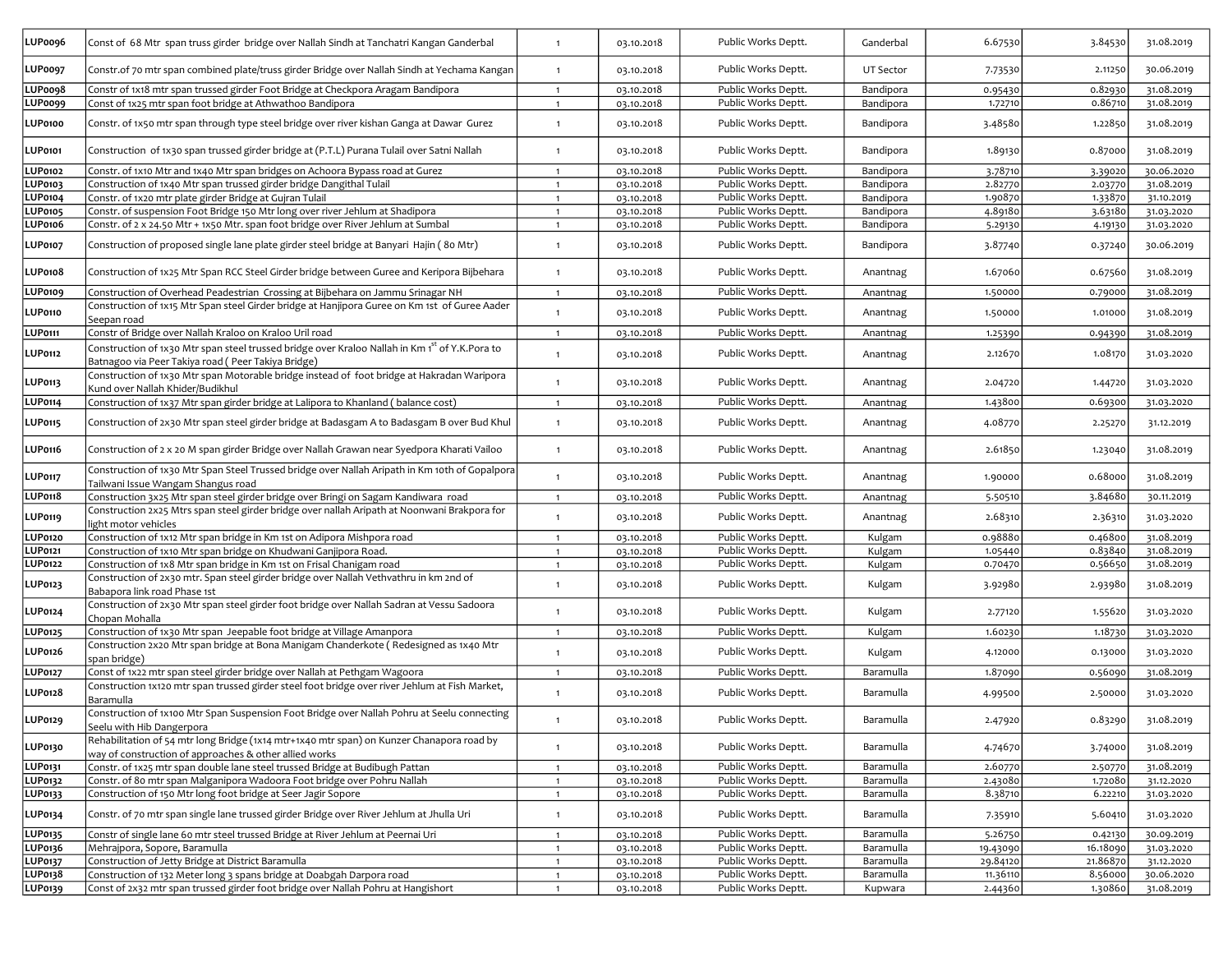| LUP0096 | Const of 68 Mtr span truss girder bridge over Nallah Sindh at Tanchatri Kangan Ganderbal | 1 | 03.10.2018 | Public Works Deptt. | Ganderbal | 6.67530 | 3.84530 | 31.08.2019 |
|---|---|---|---|---|---|---|---|---|
| LUP0097 | Constr.of 70 mtr span combined plate/truss girder Bridge over Nallah Sindh at Yechama Kangan | 1 | 03.10.2018 | Public Works Deptt. | UT Sector | 7.73530 | 2.11250 | 30.06.2019 |
| LUP0098 | Constr of 1x18 mtr span trussed girder Foot Bridge at Checkpora Aragam Bandipora | 1 | 03.10.2018 | Public Works Deptt. | Bandipora | 0.95430 | 0.82930 | 31.08.2019 |
| LUP0099 | Const of 1x25 mtr span foot bridge at Athwathoo Bandipora | 1 | 03.10.2018 | Public Works Deptt. | Bandipora | 1.72710 | 0.86710 | 31.08.2019 |
| LUP0100 | Constr. of 1x50 mtr span through type steel bridge over river kishan Ganga at Dawar Gurez | 1 | 03.10.2018 | Public Works Deptt. | Bandipora | 3.48580 | 1.22850 | 31.08.2019 |
| LUP0101 | Construction of 1x30 span trussed girder bridge at (P.T.L) Purana Tulail over Satni Nallah | 1 | 03.10.2018 | Public Works Deptt. | Bandipora | 1.89130 | 0.87000 | 31.08.2019 |
| LUP0102 | Constr. of 1x10 Mtr and 1x40 Mtr span bridges on Achoora Bypass road at Gurez | 1 | 03.10.2018 | Public Works Deptt. | Bandipora | 3.78710 | 3.39020 | 30.06.2020 |
| LUP0103 | Construction of 1x40 Mtr span trussed girder bridge Dangithal Tulail | 1 | 03.10.2018 | Public Works Deptt. | Bandipora | 2.82770 | 2.03770 | 31.08.2019 |
| LUP0104 | Constr. of 1x20 mtr plate girder Bridge at Gujran Tulail | 1 | 03.10.2018 | Public Works Deptt. | Bandipora | 1.90870 | 1.33870 | 31.10.2019 |
| LUP0105 | Constr. of suspension Foot Bridge 150 Mtr long over river Jehlum at Shadipora | 1 | 03.10.2018 | Public Works Deptt. | Bandipora | 4.89180 | 3.63180 | 31.03.2020 |
| LUP0106 | Constr. of 2 x 24.50 Mtr + 1x50 Mtr. span foot bridge over River Jehlum at Sumbal | 1 | 03.10.2018 | Public Works Deptt. | Bandipora | 5.29130 | 4.19130 | 31.03.2020 |
| LUP0107 | Construction of proposed single lane plate girder steel bridge at Banyari Hajin ( 80 Mtr) | 1 | 03.10.2018 | Public Works Deptt. | Bandipora | 3.87740 | 0.37240 | 30.06.2019 |
| LUP0108 | Construction of 1x25 Mtr Span RCC Steel Girder bridge between Guree and Keripora Bijbehara | 1 | 03.10.2018 | Public Works Deptt. | Anantnag | 1.67060 | 0.67560 | 31.08.2019 |
| LUP0109 | Construction of Overhead Peadestrian Crossing at Bijbehara on Jammu Srinagar NH | 1 | 03.10.2018 | Public Works Deptt. | Anantnag | 1.50000 | 0.79000 | 31.08.2019 |
| LUP0110 | Construction of 1x15 Mtr Span steel Girder bridge at Hanjipora Guree on Km 1st of Guree Aader Seepan road | 1 | 03.10.2018 | Public Works Deptt. | Anantnag | 1.50000 | 1.01000 | 31.08.2019 |
| LUP0111 | Constr of Bridge over Nallah Kraloo on Kraloo Uril road | 1 | 03.10.2018 | Public Works Deptt. | Anantnag | 1.25390 | 0.94390 | 31.08.2019 |
| LUP0112 | Construction of 1x30 Mtr span steel trussed bridge over Kraloo Nallah in Km 1st of Y.K.Pora to Batnagoo via Peer Takiya road ( Peer Takiya Bridge) | 1 | 03.10.2018 | Public Works Deptt. | Anantnag | 2.12670 | 1.08170 | 31.03.2020 |
| LUP0113 | Construction of 1x30 Mtr span Motorable bridge instead of foot bridge at Hakradan Waripora Kund over Nallah Khider/Budikhul | 1 | 03.10.2018 | Public Works Deptt. | Anantnag | 2.04720 | 1.44720 | 31.03.2020 |
| LUP0114 | Construction of 1x37 Mtr span girder bridge at Lalipora to Khanland ( balance cost) | 1 | 03.10.2018 | Public Works Deptt. | Anantnag | 1.43800 | 0.69300 | 31.03.2020 |
| LUP0115 | Construction of 2x30 Mtr span steel girder bridge at Badasgam A to Badasgam B over Bud Khul | 1 | 03.10.2018 | Public Works Deptt. | Anantnag | 4.08770 | 2.25270 | 31.12.2019 |
| LUP0116 | Construction of 2 x 20 M span girder Bridge over Nallah Grawan near Syedpora Kharati Vailoo | 1 | 03.10.2018 | Public Works Deptt. | Anantnag | 2.61850 | 1.23040 | 31.08.2019 |
| LUP0117 | Construction of 1x30 Mtr Span Steel Trussed bridge over Nallah Aripath in Km 10th of Gopalpora Tailwani Issue Wangam Shangus road | 1 | 03.10.2018 | Public Works Deptt. | Anantnag | 1.90000 | 0.68000 | 31.08.2019 |
| LUP0118 | Construction 3x25 Mtr span steel girder bridge over Bringi on Sagam Kandiwara road | 1 | 03.10.2018 | Public Works Deptt. | Anantnag | 5.50510 | 3.84680 | 30.11.2019 |
| LUP0119 | Construction 2x25 Mtrs span steel girder bridge over nallah Aripath at Noonwani Brakpora for light motor vehicles | 1 | 03.10.2018 | Public Works Deptt. | Anantnag | 2.68310 | 2.36310 | 31.03.2020 |
| LUP0120 | Construction of 1x12 Mtr span bridge in Km 1st on Adipora Mishpora road | 1 | 03.10.2018 | Public Works Deptt. | Kulgam | 0.98880 | 0.46800 | 31.08.2019 |
| LUP0121 | Construction of 1x10 Mtr span bridge on Khudwani Ganjipora Road. | 1 | 03.10.2018 | Public Works Deptt. | Kulgam | 1.05440 | 0.83840 | 31.08.2019 |
| LUP0122 | Construction of 1x8 Mtr span bridge in Km 1st on Frisal Chanigam road | 1 | 03.10.2018 | Public Works Deptt. | Kulgam | 0.70470 | 0.56650 | 31.08.2019 |
| LUP0123 | Construction of 2x30 mtr. Span steel girder bridge over Nallah Vethvathru in km 2nd of Babapora link road Phase 1st | 1 | 03.10.2018 | Public Works Deptt. | Kulgam | 3.92980 | 2.93980 | 31.08.2019 |
| LUP0124 | Construction of 2x30 Mtr span steel girder foot bridge over Nallah Sadran at Vessu Sadoora Chopan Mohalla | 1 | 03.10.2018 | Public Works Deptt. | Kulgam | 2.77120 | 1.55620 | 31.03.2020 |
| LUP0125 | Construction of 1x30 Mtr span Jeepable foot bridge at Village Amanpora | 1 | 03.10.2018 | Public Works Deptt. | Kulgam | 1.60230 | 1.18730 | 31.03.2020 |
| LUP0126 | Construction 2x20 Mtr span bridge at Bona Manigam Chanderkote ( Redesigned as 1x40 Mtr span bridge) | 1 | 03.10.2018 | Public Works Deptt. | Kulgam | 4.12000 | 0.13000 | 31.03.2020 |
| LUP0127 | Const of 1x22 mtr span steel girder bridge over Nallah at Pethgam Wagoora | 1 | 03.10.2018 | Public Works Deptt. | Baramulla | 1.87090 | 0.56090 | 31.08.2019 |
| LUP0128 | Construction 1x120 mtr span trussed girder steel foot bridge over river Jehlum at Fish Market, Baramulla | 1 | 03.10.2018 | Public Works Deptt. | Baramulla | 4.99500 | 2.50000 | 31.03.2020 |
| LUP0129 | Construction of 1x100 Mtr Span Suspension Foot Bridge over Nallah Pohru at Seelu connecting Seelu with Hib Dangerpora | 1 | 03.10.2018 | Public Works Deptt. | Baramulla | 2.47920 | 0.83290 | 31.08.2019 |
| LUP0130 | Rehabilitation of 54 mtr long Bridge (1x14 mtr+1x40 mtr span) on Kunzer Chanapora road by way of construction of approaches & other allied works | 1 | 03.10.2018 | Public Works Deptt. | Baramulla | 4.74670 | 3.74000 | 31.08.2019 |
| LUP0131 | Constr. of 1x25 mtr span double lane steel trussed Bridge at Budibugh Pattan | 1 | 03.10.2018 | Public Works Deptt. | Baramulla | 2.60770 | 2.50770 | 31.08.2019 |
| LUP0132 | Constr. of 80 mtr span Malganipora Wadoora Foot bridge over Pohru Nallah | 1 | 03.10.2018 | Public Works Deptt. | Baramulla | 2.43080 | 1.72080 | 31.12.2020 |
| LUP0133 | Construction of 150 Mtr long foot bridge at Seer Jagir Sopore | 1 | 03.10.2018 | Public Works Deptt. | Baramulla | 8.38710 | 6.22210 | 31.03.2020 |
| LUP0134 | Constr. of 70 mtr span single lane trussed girder Bridge over River Jehlum at Jhulla Uri | 1 | 03.10.2018 | Public Works Deptt. | Baramulla | 7.35910 | 5.60410 | 31.03.2020 |
| LUP0135 | Constr of single lane 60 mtr steel trussed Bridge at River Jehlum at Peernai Uri | 1 | 03.10.2018 | Public Works Deptt. | Baramulla | 5.26750 | 0.42130 | 30.09.2019 |
| LUP0136 | Mehrajpora, Sopore, Baramulla | 1 | 03.10.2018 | Public Works Deptt. | Baramulla | 19.43090 | 16.18090 | 31.03.2020 |
| LUP0137 | Construction of Jetty Bridge at District Baramulla | 1 | 03.10.2018 | Public Works Deptt. | Baramulla | 29.84120 | 21.86870 | 31.12.2020 |
| LUP0138 | Construction of 132 Meter long 3 spans bridge at Doabgah Darpora road | 1 | 03.10.2018 | Public Works Deptt. | Baramulla | 11.36110 | 8.56000 | 30.06.2020 |
| LUP0139 | Const of 2x32 mtr span trussed girder foot bridge over Nallah Pohru at Hangishort | 1 | 03.10.2018 | Public Works Deptt. | Kupwara | 2.44360 | 1.30860 | 31.08.2019 |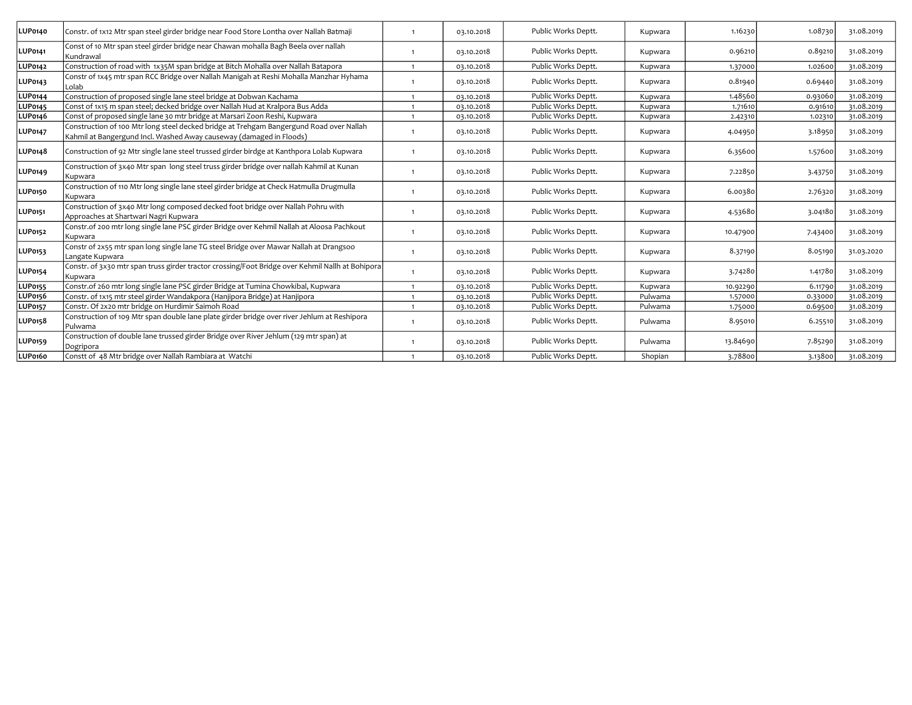| | | | | | | | | |
|---|---|---|---|---|---|---|---|---|
| LUP0140 | Constr. of 1x12 Mtr span steel girder bridge near Food Store Lontha over Nallah Batmaji | 1 | 03.10.2018 | Public Works Deptt. | Kupwara | 1.16230 | 1.08730 | 31.08.2019 |
| LUP0141 | Const of 10 Mtr span steel girder bridge near Chawan mohalla Bagh Beela over nallah Kundrawal | 1 | 03.10.2018 | Public Works Deptt. | Kupwara | 0.96210 | 0.89210 | 31.08.2019 |
| LUP0142 | Construction of road with 1x35M span bridge at Bitch Mohalla over Nallah Batapora | 1 | 03.10.2018 | Public Works Deptt. | Kupwara | 1.37000 | 1.02600 | 31.08.2019 |
| LUP0143 | Constr of 1x45 mtr span RCC Bridge over Nallah Manigah at Reshi Mohalla Manzhar Hyhama Lolab | 1 | 03.10.2018 | Public Works Deptt. | Kupwara | 0.81940 | 0.69440 | 31.08.2019 |
| LUP0144 | Construction of proposed single lane steel bridge at Dobwan Kachama | 1 | 03.10.2018 | Public Works Deptt. | Kupwara | 1.48560 | 0.93060 | 31.08.2019 |
| LUP0145 | Const of 1x15 m span steel; decked bridge over Nallah Hud at Kralpora Bus Adda | 1 | 03.10.2018 | Public Works Deptt. | Kupwara | 1.71610 | 0.91610 | 31.08.2019 |
| LUP0146 | Const of proposed single lane 30 mtr bridge at Marsari Zoon Reshi, Kupwara | 1 | 03.10.2018 | Public Works Deptt. | Kupwara | 2.42310 | 1.02310 | 31.08.2019 |
| LUP0147 | Construction of 100 Mtr long steel decked bridge at Trehgam Bangergund Road over Nallah Kahmil at Bangergund Incl. Washed Away causeway (damaged in Floods) | 1 | 03.10.2018 | Public Works Deptt. | Kupwara | 4.04950 | 3.18950 | 31.08.2019 |
| LUP0148 | Construction of 92 Mtr single lane steel trussed girder birdge at Kanthpora Lolab Kupwara | 1 | 03.10.2018 | Public Works Deptt. | Kupwara | 6.35600 | 1.57600 | 31.08.2019 |
| LUP0149 | Construction of 3x40 Mtr span long steel truss girder bridge over nallah Kahmil at Kunan Kupwara | 1 | 03.10.2018 | Public Works Deptt. | Kupwara | 7.22850 | 3.43750 | 31.08.2019 |
| LUP0150 | Construction of 110 Mtr long single lane steel girder bridge at Check Hatmulla Drugmulla Kupwara | 1 | 03.10.2018 | Public Works Deptt. | Kupwara | 6.00380 | 2.76320 | 31.08.2019 |
| LUP0151 | Construction of 3x40 Mtr long composed decked foot bridge over Nallah Pohru with Approaches at Shartwari Nagri Kupwara | 1 | 03.10.2018 | Public Works Deptt. | Kupwara | 4.53680 | 3.04180 | 31.08.2019 |
| LUP0152 | Constr.of 200 mtr long single lane PSC girder Bridge over Kehmil Nallah at Aloosa Pachkout Kupwara | 1 | 03.10.2018 | Public Works Deptt. | Kupwara | 10.47900 | 7.43400 | 31.08.2019 |
| LUP0153 | Constr of 2x55 mtr span long single lane TG steel Bridge over Mawar Nallah at Drangsoo Langate Kupwara | 1 | 03.10.2018 | Public Works Deptt. | Kupwara | 8.37190 | 8.05190 | 31.03.2020 |
| LUP0154 | Constr. of 3x30 mtr span truss girder tractor crossing/Foot Bridge over Kehmil Nallh at Bohipora Kupwara | 1 | 03.10.2018 | Public Works Deptt. | Kupwara | 3.74280 | 1.41780 | 31.08.2019 |
| LUP0155 | Constr.of 260 mtr long single lane PSC girder Bridge at Tumina Chowkibal, Kupwara | 1 | 03.10.2018 | Public Works Deptt. | Kupwara | 10.92290 | 6.11790 | 31.08.2019 |
| LUP0156 | Constr. of 1x15 mtr steel girder Wandakpora (Hanjipora Bridge) at Hanjipora | 1 | 03.10.2018 | Public Works Deptt. | Pulwama | 1.57000 | 0.33000 | 31.08.2019 |
| LUP0157 | Constr. Of 2x20 mtr bridge on Hurdimir Saimoh Road | 1 | 03.10.2018 | Public Works Deptt. | Pulwama | 1.75000 | 0.69500 | 31.08.2019 |
| LUP0158 | Construction of 109 Mtr span double lane plate girder bridge over river Jehlum at Reshipora Pulwama | 1 | 03.10.2018 | Public Works Deptt. | Pulwama | 8.95010 | 6.25510 | 31.08.2019 |
| LUP0159 | Construction of double lane trussed girder Bridge over River Jehlum (129 mtr span) at Dogripora | 1 | 03.10.2018 | Public Works Deptt. | Pulwama | 13.84690 | 7.85290 | 31.08.2019 |
| LUP0160 | Constt of 48 Mtr bridge over Nallah Rambiara at Watchi | 1 | 03.10.2018 | Public Works Deptt. | Shopian | 3.78800 | 3.13800 | 31.08.2019 |